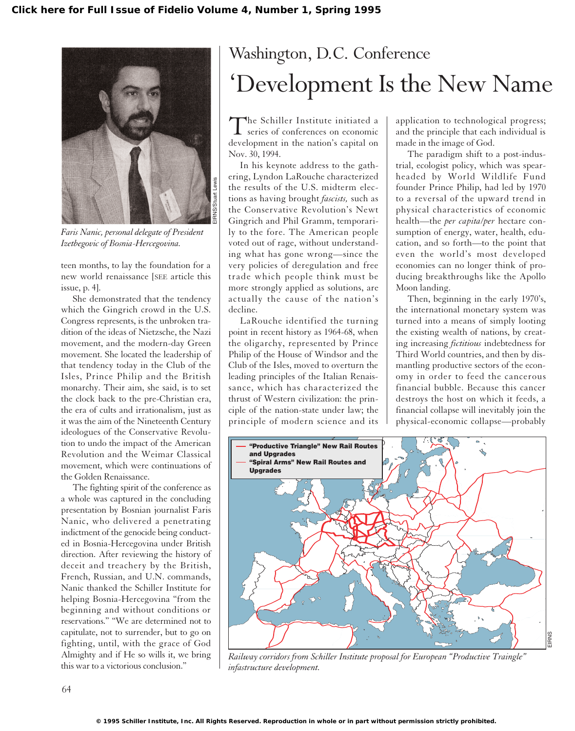Click here for Full Issue of Fidelio Volume 4, Number 1, Spring 1995

# Washington, D.C. Conference

# 'Development Is the New Name

The Schiller Institute initiated a series of conferences on economic development in the nation's capital on Nov. 30, 1994.

In his keynote address to the gathering, Lyndon LaRouche characterized the results of the U.S. midterm elections as having brought *fascists,* such as the Conservative Revolution's Newt Gingrich and Phil Gramm, temporarily to the fore. The American people voted out of rage, without understanding what has gone wrong—since the very policies of deregulation and free trade which people think must be more strongly applied as solutions, are actually the cause of the nation's decline.

LaRouche identified the turning point in recent history as 1964-68, when the oligarchy, represented by Prince Philip of the House of Windsor and the Club of the Isles, moved to overturn the leading principles of the Italian Renaissance, which has characterized the thrust of Western civilization: the principle of the nation-state under law; the principle of modern science and its application to technological progress; and the principle that each individual is made in the image of God.

The paradigm shift to a post-industrial, ecologist policy, which was spearheaded by World Wildlife Fund founder Prince Philip, had led by 1970 to a reversal of the upward trend in physical characteristics of economic health—the *per capita/per* hectare consumption of energy, water, health, education, and so forth—to the point that even the world's most developed economies can no longer think of producing breakthroughs like the Apollo Moon landing.

Then, beginning in the early 1970's, the international monetary system was turned into a means of simply looting the existing wealth of nations, by creating increasing *fictitious* indebtedness for Third World countries, and then by dismantling productive sectors of the economy in order to feed the cancerous financial bubble. Because this cancer destroys the host on which it feeds, a financial collapse will inevitably join the physical-economic collapse—probably

Faris Nanic, personal delegate of President Izetbegovic of Bosnia-Hercegovina.

teen months, to lay the foundation for a new world renaissance [SEE article this issue, p. 4].

She demonstrated that the tendency which the Gingrich crowd in the U.S. Congress represents, is the unbroken tradition of the ideas of Nietzsche, the Nazi movement, and the modern-day Green movement. She located the leadership of that tendency today in the Club of the Isles, Prince Philip and the British monarchy. Their aim, she said, is to set the clock back to the pre-Christian era, the era of cults and irrationalism, just as it was the aim of the Nineteenth Century ideologues of the Conservative Revolution to undo the impact of the American Revolution and the Weimar Classical movement, which were continuations of the Golden Renaissance.

The fighting spirit of the conference as a whole was captured in the concluding presentation by Bosnian journalist Faris Nanic, who delivered a penetrating indictment of the genocide being conducted in Bosnia-Hercegovina under British direction. After reviewing the history of deceit and treachery by the British, French, Russian, and U.N. commands, Nanic thanked the Schiller Institute for helping Bosnia-Hercegovina "from the beginning and without conditions or reservations." "We are determined not to capitulate, not to surrender, but to go on fighting, until, with the grace of God Almighty and if He so wills it, we bring this war to a victorious conclusion."

"Productive Triangle" New Rail Routes and Upgrades
"Spiral Arms" New Rail Routes and Upgrades

*Railway corridors from Schiller Institute proposal for European "Productive Traingle" infastructure development.*

© 1995 Schiller Institute, Inc. All Rights Reserved. Reproduction in whole or in part without permission strictly prohibited.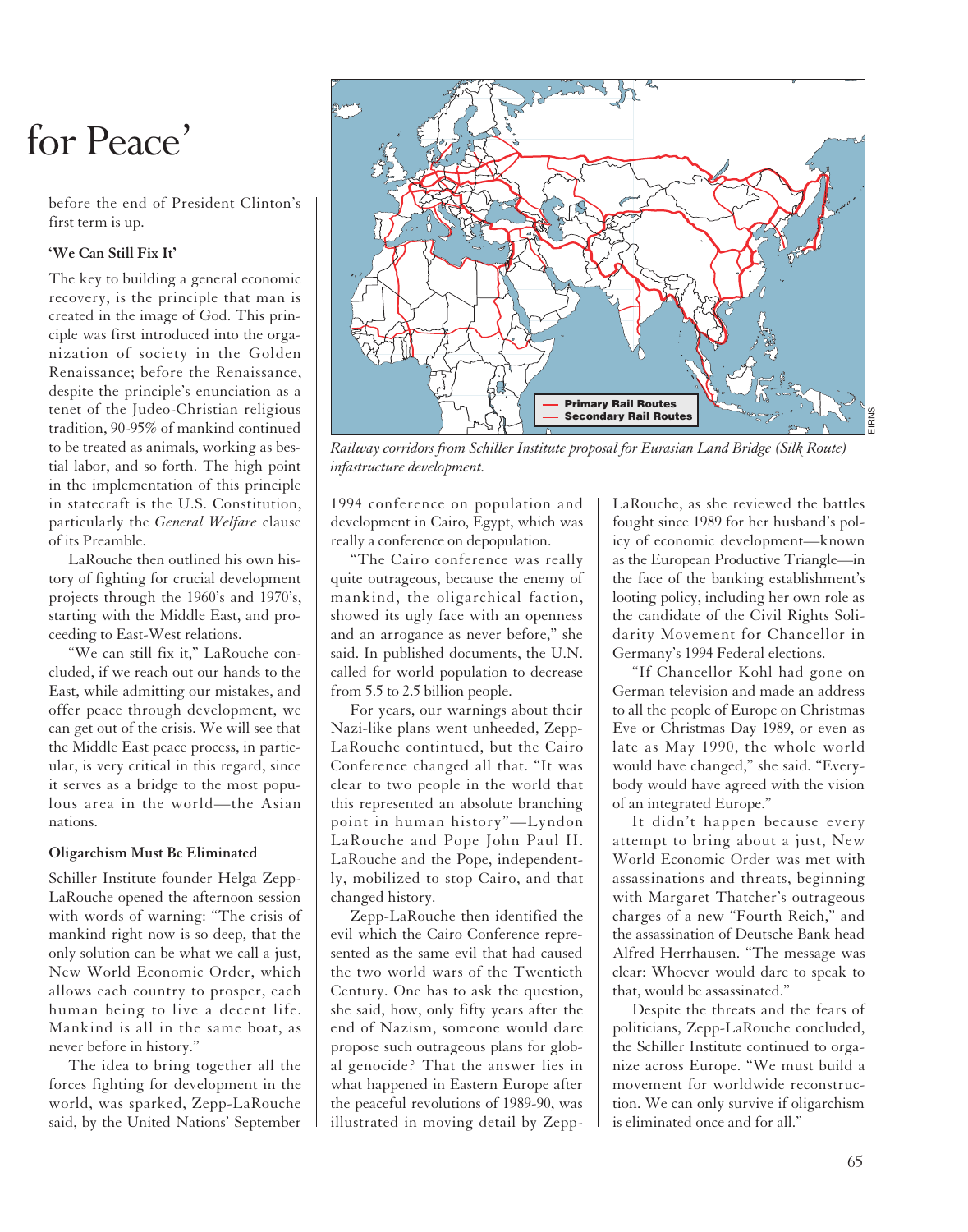# for Peace'

before the end of President Clinton's first term is up.

### 'We Can Still Fix It'

The key to building a general economic recovery, is the principle that man is created in the image of God. This principle was first introduced into the organization of society in the Golden Renaissance; before the Renaissance, despite the principle's enunciation as a tenet of the Judeo-Christian religious tradition, 90-95% of mankind continued to be treated as animals, working as bestial labor, and so forth. The high point in the implementation of this principle in statecraft is the U.S. Constitution, particularly the *General Welfare* clause of its Preamble.

LaRouche then outlined his own history of fighting for crucial development projects through the 1960's and 1970's, starting with the Middle East, and proceeding to East-West relations.

"We can still fix it," LaRouche concluded, if we reach out our hands to the East, while admitting our mistakes, and offer peace through development, we can get out of the crisis. We will see that the Middle East peace process, in particular, is very critical in this regard, since it serves as a bridge to the most populous area in the world—the Asian nations.

### Oligarchism Must Be Eliminated

Schiller Institute founder Helga Zepp-LaRouche opened the afternoon session with words of warning: "The crisis of mankind right now is so deep, that the only solution can be what we call a just, New World Economic Order, which allows each country to prosper, each human being to live a decent life. Mankind is all in the same boat, as never before in history."

The idea to bring together all the forces fighting for development in the world, was sparked, Zepp-LaRouche said, by the United Nations' September 1994 conference on population and development in Cairo, Egypt, which was really a conference on depopulation.

"The Cairo conference was really quite outrageous, because the enemy of mankind, the oligarchical faction, showed its ugly face with an openness and an arrogance as never before," she said. In published documents, the U.N. called for world population to decrease from 5.5 to 2.5 billion people.

For years, our warnings about their Nazi-like plans went unheeded, Zepp-LaRouche contintued, but the Cairo Conference changed all that. "It was clear to two people in the world that this represented an absolute branching point in human history"—Lyndon LaRouche and Pope John Paul II. LaRouche and the Pope, independently, mobilized to stop Cairo, and that changed history.

Zepp-LaRouche then identified the evil which the Cairo Conference represented as the same evil that had caused the two world wars of the Twentieth Century. One has to ask the question, she said, how, only fifty years after the end of Nazism, someone would dare propose such outrageous plans for global genocide? That the answer lies in what happened in Eastern Europe after the peaceful revolutions of 1989-90, was illustrated in moving detail by Zepp-LaRouche, as she reviewed the battles fought since 1989 for her husband's policy of economic development—known as the European Productive Triangle—in the face of the banking establishment's looting policy, including her own role as the candidate of the Civil Rights Solidarity Movement for Chancellor in Germany's 1994 Federal elections.

"If Chancellor Kohl had gone on German television and made an address to all the people of Europe on Christmas Eve or Christmas Day 1989, or even as late as May 1990, the whole world would have changed," she said. "Everybody would have agreed with the vision of an integrated Europe."

It didn't happen because every attempt to bring about a just, New World Economic Order was met with assassinations and threats, beginning with Margaret Thatcher's outrageous charges of a new "Fourth Reich," and the assassination of Deutsche Bank head Alfred Herrhausen. "The message was clear: Whoever would dare to speak to that, would be assassinated."

Despite the threats and the fears of politicians, Zepp-LaRouche concluded, the Schiller Institute continued to organize across Europe. "We must build a movement for worldwide reconstruction. We can only survive if oligarchism is eliminated once and for all."

Primary Rail Routes
Secondary Rail Routes
EIRNS

*Railway corridors from Schiller Institute proposal for Eurasian Land Bridge (Silk Route) infastructure development.*